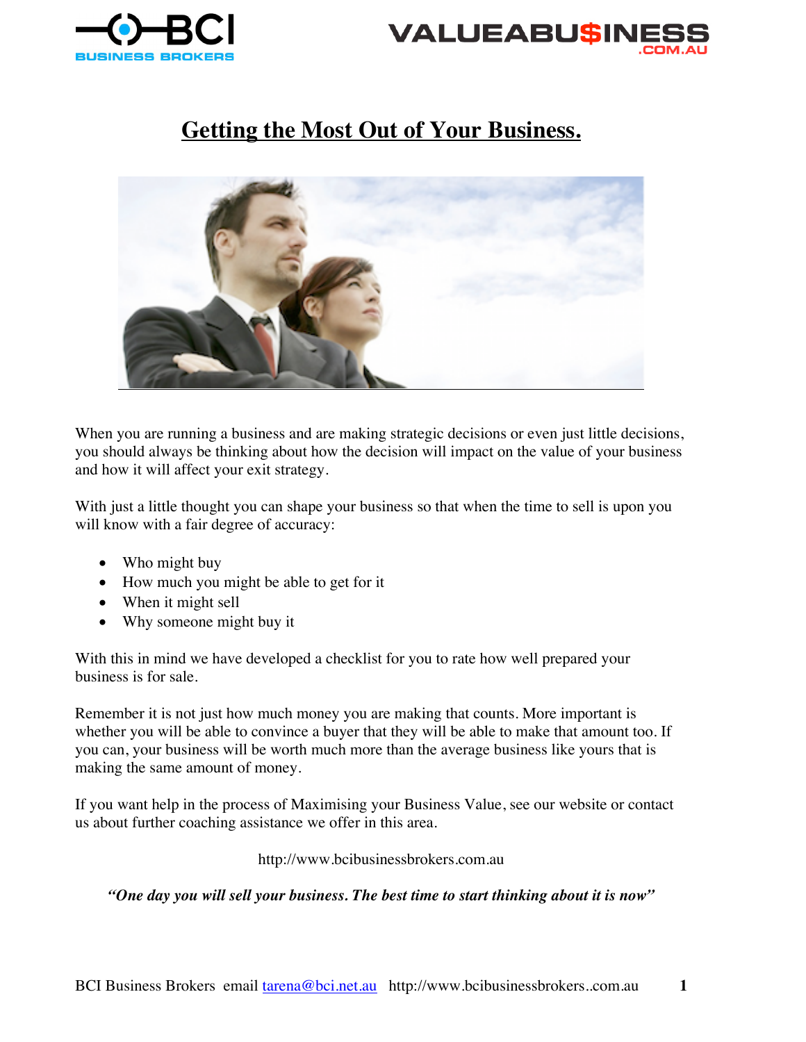# Getting the Most Out of Your Business.

When you are running a business and are making strategic decisions or even just little decisions, you should always be thinking about how the decision will impact on the value of your business and how it will affect your exit strategy.

With just a little thought you can shape your business so that when the time to sell is upon you will know with a fair degree of accuracy:

- Who might buy
- How much you might be able to get for it
- When it might sell
- Why someone might buy it

With this in mind we have developed a checklist for you to rate how well prepared your business is for sale.

Remember it is not just how much money you are making that counts. More important is whether you will be able to convince a buyer that they will be able to make that amount too. If you can, your business will be worth much more than the average business like yours that is making the same amount of money.

If you want help in the process of Maximising your Business Value, see our website or contact us about further coaching assistance we offer in this area.

http://www.bcibusinessbrokers.com.au

***"One day you will sell your business. The best time to start thinking about it is now"***

BCI Business Brokers email tarena@bci.net.au http://www.bcibusinessbrokers..com.au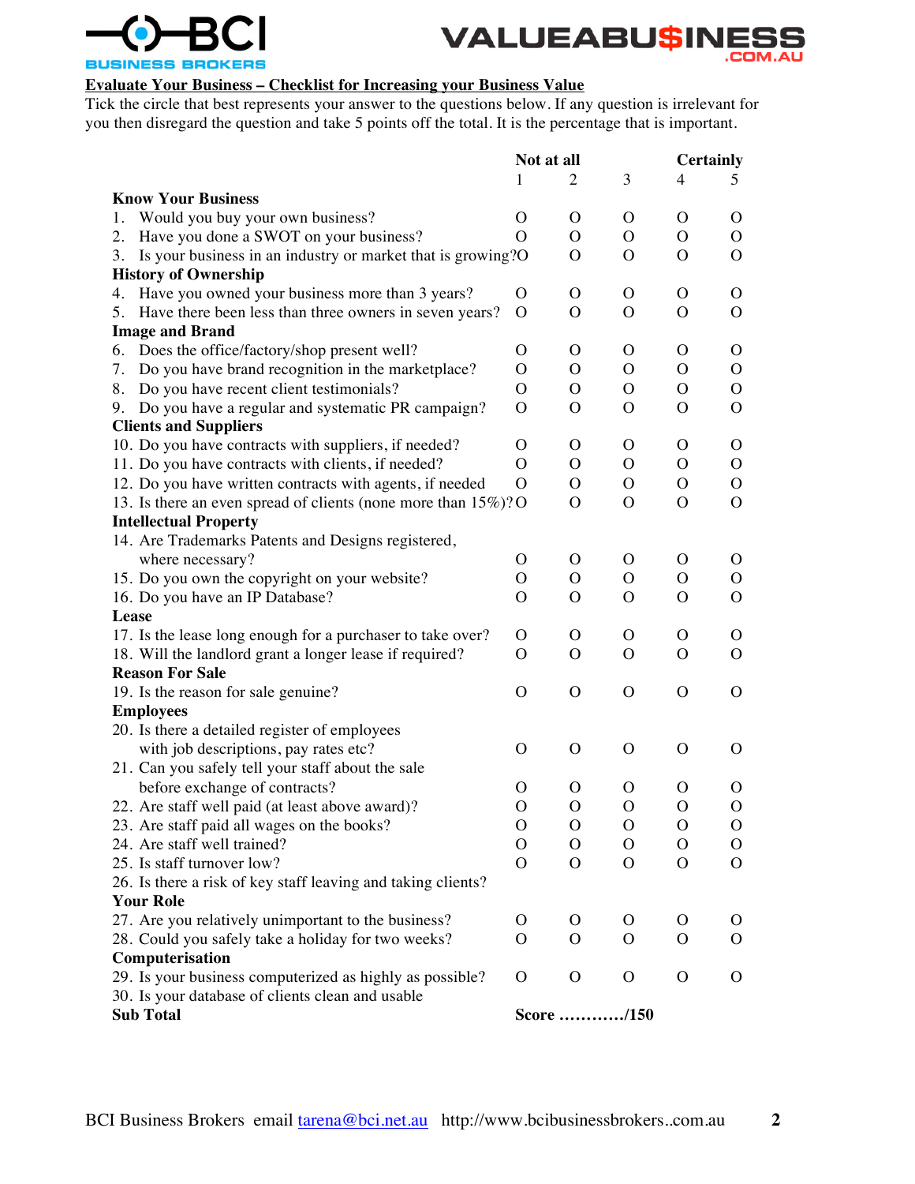**BCI BUSINESS BROKERS** **VALUEABU$INESS.COM.AU**

## Evaluate Your Business – Checklist for Increasing your Business Value

Tick the circle that best represents your answer to the questions below. If any question is irrelevant for you then disregard the question and take 5 points off the total. It is the percentage that is important.

| | Not at all 1 | 2 | 3 | Certainly 4 | 5 |
|---|---|---|---|---|---|
| **Know Your Business** | | | | | |
| 1. Would you buy your own business? | O | O | O | O | O |
| 2. Have you done a SWOT on your business? | O | O | O | O | O |
| 3. Is your business in an industry or market that is growing? | O | O | O | O | O |
| **History of Ownership** | | | | | |
| 4. Have you owned your business more than 3 years? | O | O | O | O | O |
| 5. Have there been less than three owners in seven years? | O | O | O | O | O |
| **Image and Brand** | | | | | |
| 6. Does the office/factory/shop present well? | O | O | O | O | O |
| 7. Do you have brand recognition in the marketplace? | O | O | O | O | O |
| 8. Do you have recent client testimonials? | O | O | O | O | O |
| 9. Do you have a regular and systematic PR campaign? | O | O | O | O | O |
| **Clients and Suppliers** | | | | | |
| 10. Do you have contracts with suppliers, if needed? | O | O | O | O | O |
| 11. Do you have contracts with clients, if needed? | O | O | O | O | O |
| 12. Do you have written contracts with agents, if needed | O | O | O | O | O |
| 13. Is there an even spread of clients (none more than 15%)? | O | O | O | O | O |
| **Intellectual Property** | | | | | |
| 14. Are Trademarks Patents and Designs registered, where necessary? | O | O | O | O | O |
| 15. Do you own the copyright on your website? | O | O | O | O | O |
| 16. Do you have an IP Database? | O | O | O | O | O |
| **Lease** | | | | | |
| 17. Is the lease long enough for a purchaser to take over? | O | O | O | O | O |
| 18. Will the landlord grant a longer lease if required? | O | O | O | O | O |
| **Reason For Sale** | | | | | |
| 19. Is the reason for sale genuine? | O | O | O | O | O |
| **Employees** | | | | | |
| 20. Is there a detailed register of employees with job descriptions, pay rates etc? | O | O | O | O | O |
| 21. Can you safely tell your staff about the sale before exchange of contracts? | O | O | O | O | O |
| 22. Are staff well paid (at least above award)? | O | O | O | O | O |
| 23. Are staff paid all wages on the books? | O | O | O | O | O |
| 24. Are staff well trained? | O | O | O | O | O |
| 25. Is staff turnover low? | O | O | O | O | O |
| 26. Is there a risk of key staff leaving and taking clients? | | | | | |
| **Your Role** | | | | | |
| 27. Are you relatively unimportant to the business? | O | O | O | O | O |
| 28. Could you safely take a holiday for two weeks? | O | O | O | O | O |
| **Computerisation** | | | | | |
| 29. Is your business computerized as highly as possible? | O | O | O | O | O |
| 30. Is your database of clients clean and usable | | | | | |
| **Sub Total** | **Score …………/150** | | | | |

BCI Business Brokers email tarena@bci.net.au http://www.bcibusinessbrokers..com.au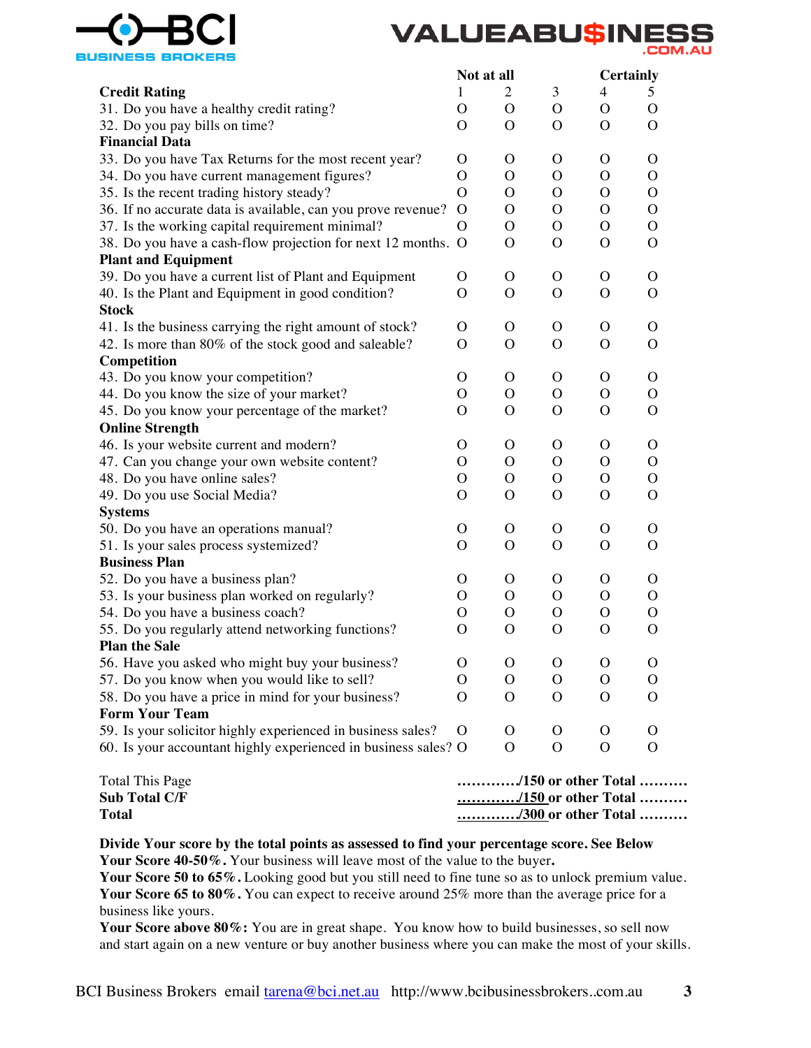BCI BUSINESS BROKERS

VALUEABU$INESS.COM.AU

| | Not at all | | | | Certainly |
|---|---|---|---|---|---|
| **Credit Rating** | 1 | 2 | 3 | 4 | 5 |
| 31. Do you have a healthy credit rating? | O | O | O | O | O |
| 32. Do you pay bills on time? | O | O | O | O | O |
| **Financial Data** | | | | | |
| 33. Do you have Tax Returns for the most recent year? | O | O | O | O | O |
| 34. Do you have current management figures? | O | O | O | O | O |
| 35. Is the recent trading history steady? | O | O | O | O | O |
| 36. If no accurate data is available, can you prove revenue? | O | O | O | O | O |
| 37. Is the working capital requirement minimal? | O | O | O | O | O |
| 38. Do you have a cash-flow projection for next 12 months. | O | O | O | O | O |
| **Plant and Equipment** | | | | | |
| 39. Do you have a current list of Plant and Equipment | O | O | O | O | O |
| 40. Is the Plant and Equipment in good condition? | O | O | O | O | O |
| **Stock** | | | | | |
| 41. Is the business carrying the right amount of stock? | O | O | O | O | O |
| 42. Is more than 80% of the stock good and saleable? | O | O | O | O | O |
| **Competition** | | | | | |
| 43. Do you know your competition? | O | O | O | O | O |
| 44. Do you know the size of your market? | O | O | O | O | O |
| 45. Do you know your percentage of the market? | O | O | O | O | O |
| **Online Strength** | | | | | |
| 46. Is your website current and modern? | O | O | O | O | O |
| 47. Can you change your own website content? | O | O | O | O | O |
| 48. Do you have online sales? | O | O | O | O | O |
| 49. Do you use Social Media? | O | O | O | O | O |
| **Systems** | | | | | |
| 50. Do you have an operations manual? | O | O | O | O | O |
| 51. Is your sales process systemized? | O | O | O | O | O |
| **Business Plan** | | | | | |
| 52. Do you have a business plan? | O | O | O | O | O |
| 53. Is your business plan worked on regularly? | O | O | O | O | O |
| 54. Do you have a business coach? | O | O | O | O | O |
| 55. Do you regularly attend networking functions? | O | O | O | O | O |
| **Plan the Sale** | | | | | |
| 56. Have you asked who might buy your business? | O | O | O | O | O |
| 57. Do you know when you would like to sell? | O | O | O | O | O |
| 58. Do you have a price in mind for your business? | O | O | O | O | O |
| **Form Your Team** | | | | | |
| 59. Is your solicitor highly experienced in business sales? | O | O | O | O | O |
| 60. Is your accountant highly experienced in business sales? | O | O | O | O | O |

| | |
|---|---|
| Total This Page | **…………/150 or other Total ……….** |
| **Sub Total C/F** | **…………/150 or other Total ……….** |
| **Total** | **…………/300 or other Total ……….** |

**Divide Your score by the total points as assessed to find your percentage score. See Below**

**Your Score 40-50%.** Your business will leave most of the value to the buyer**.**

**Your Score 50 to 65%.** Looking good but you still need to fine tune so as to unlock premium value.

**Your Score 65 to 80%.** You can expect to receive around 25% more than the average price for a business like yours.

**Your Score above 80%:** You are in great shape. You know how to build businesses, so sell now and start again on a new venture or buy another business where you can make the most of your skills.

BCI Business Brokers email tarena@bci.net.au http://www.bcibusinessbrokers..com.au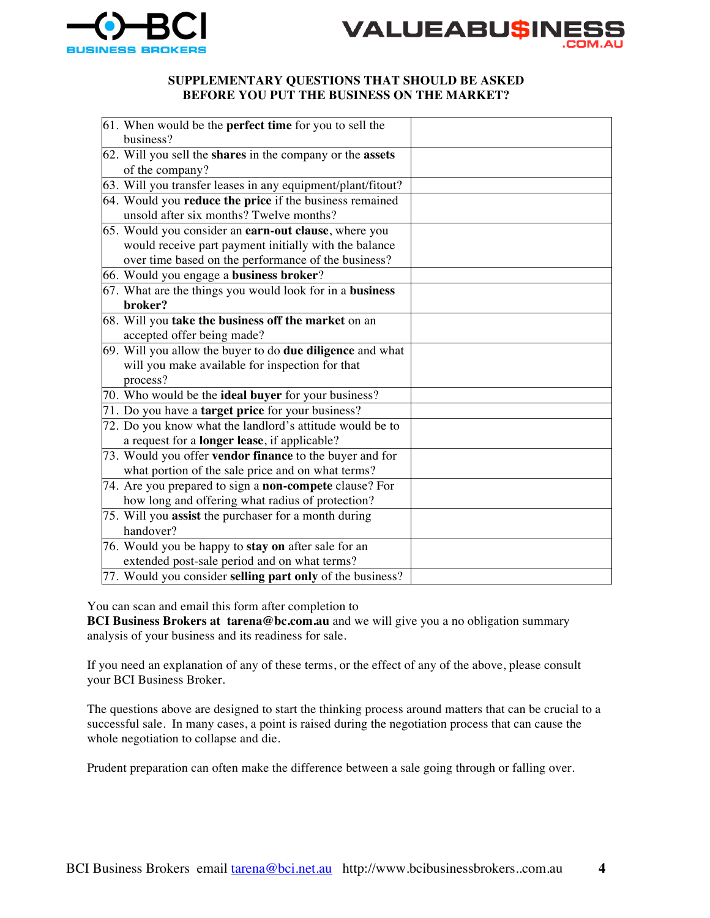## SUPPLEMENTARY QUESTIONS THAT SHOULD BE ASKED BEFORE YOU PUT THE BUSINESS ON THE MARKET?

| | |
|---|---|
| 61. When would be the **perfect time** for you to sell the business? | |
| 62. Will you sell the **shares** in the company or the **assets** of the company? | |
| 63. Will you transfer leases in any equipment/plant/fitout? | |
| 64. Would you **reduce the price** if the business remained unsold after six months? Twelve months? | |
| 65. Would you consider an **earn-out clause**, where you would receive part payment initially with the balance over time based on the performance of the business? | |
| 66. Would you engage a **business broker**? | |
| 67. What are the things you would look for in a **business broker?** | |
| 68. Will you **take the business off the market** on an accepted offer being made? | |
| 69. Will you allow the buyer to do **due diligence** and what will you make available for inspection for that process? | |
| 70. Who would be the **ideal buyer** for your business? | |
| 71. Do you have a **target price** for your business? | |
| 72. Do you know what the landlord's attitude would be to a request for a **longer lease**, if applicable? | |
| 73. Would you offer **vendor finance** to the buyer and for what portion of the sale price and on what terms? | |
| 74. Are you prepared to sign a **non-compete** clause? For how long and offering what radius of protection? | |
| 75. Will you **assist** the purchaser for a month during handover? | |
| 76. Would you be happy to **stay on** after sale for an extended post-sale period and on what terms? | |
| 77. Would you consider **selling part only** of the business? | |

You can scan and email this form after completion to **BCI Business Brokers at tarena@bc.com.au** and we will give you a no obligation summary analysis of your business and its readiness for sale.

If you need an explanation of any of these terms, or the effect of any of the above, please consult your BCI Business Broker.

The questions above are designed to start the thinking process around matters that can be crucial to a successful sale. In many cases, a point is raised during the negotiation process that can cause the whole negotiation to collapse and die.

Prudent preparation can often make the difference between a sale going through or falling over.